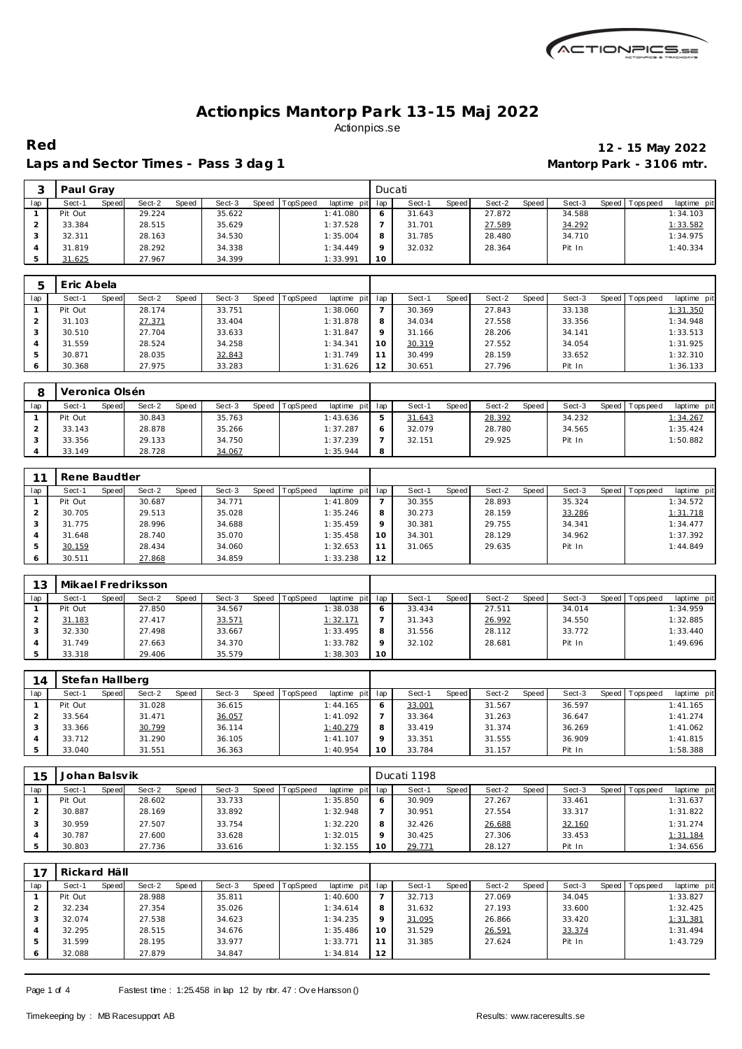# Actionpics Mantorp Park 13-15 Maj 2022

Actionpics.se

**Red** **12 - 15 May 2022**

**Laps and Sector Times - Pass 3 dag 1** **Mantorp Park - 3106 mtr.**

| 3 | Paul Gray | | | | | | | | Ducati | | | | | | | | |
|---|---|---|---|---|---|---|---|---|---|---|---|---|---|---|---|---|---|
| lap | Sect-1 | Speed | Sect-2 | Speed | Sect-3 | Speed | TopSpeed | laptime pit | lap | Sect-1 | Speed | Sect-2 | Speed | Sect-3 | Speed | Topspeed | laptime pit |
| 1 | Pit Out | | 29.224 | | 35.622 | | | 1:41.080 | 6 | 31.643 | | 27.872 | | 34.588 | | | 1:34.103 |
| 2 | 33.384 | | 28.515 | | 35.629 | | | 1:37.528 | 7 | 31.701 | | 27.589 | | 34.292 | | | 1:33.582 |
| 3 | 32.311 | | 28.163 | | 34.530 | | | 1:35.004 | 8 | 31.785 | | 28.480 | | 34.710 | | | 1:34.975 |
| 4 | 31.819 | | 28.292 | | 34.338 | | | 1:34.449 | 9 | 32.032 | | 28.364 | | Pit In | | | 1:40.334 |
| 5 | 31.625 | | 27.967 | | 34.399 | | | 1:33.991 | 10 | | | | | | | | |

| 5 | Eric Abela | | | | | | | | | | | | | | | | |
|---|---|---|---|---|---|---|---|---|---|---|---|---|---|---|---|---|---|
| lap | Sect-1 | Speed | Sect-2 | Speed | Sect-3 | Speed | TopSpeed | laptime pit | lap | Sect-1 | Speed | Sect-2 | Speed | Sect-3 | Speed | Topspeed | laptime pit |
| 1 | Pit Out | | 28.174 | | 33.751 | | | 1:38.060 | 7 | 30.369 | | 27.843 | | 33.138 | | | 1:31.350 |
| 2 | 31.103 | | 27.371 | | 33.404 | | | 1:31.878 | 8 | 34.034 | | 27.558 | | 33.356 | | | 1:34.948 |
| 3 | 30.510 | | 27.704 | | 33.633 | | | 1:31.847 | 9 | 31.166 | | 28.206 | | 34.141 | | | 1:33.513 |
| 4 | 31.559 | | 28.524 | | 34.258 | | | 1:34.341 | 10 | 30.319 | | 27.552 | | 34.054 | | | 1:31.925 |
| 5 | 30.871 | | 28.035 | | 32.843 | | | 1:31.749 | 11 | 30.499 | | 28.159 | | 33.652 | | | 1:32.310 |
| 6 | 30.368 | | 27.975 | | 33.283 | | | 1:31.626 | 12 | 30.651 | | 27.796 | | Pit In | | | 1:36.133 |

| 8 | Veronica Olsén | | | | | | | | | | | | | | | | |
|---|---|---|---|---|---|---|---|---|---|---|---|---|---|---|---|---|---|
| lap | Sect-1 | Speed | Sect-2 | Speed | Sect-3 | Speed | TopSpeed | laptime pit | lap | Sect-1 | Speed | Sect-2 | Speed | Sect-3 | Speed | Topspeed | laptime pit |
| 1 | Pit Out | | 30.843 | | 35.763 | | | 1:43.636 | 5 | 31.643 | | 28.392 | | 34.232 | | | 1:34.267 |
| 2 | 33.143 | | 28.878 | | 35.266 | | | 1:37.287 | 6 | 32.079 | | 28.780 | | 34.565 | | | 1:35.424 |
| 3 | 33.356 | | 29.133 | | 34.750 | | | 1:37.239 | 7 | 32.151 | | 29.925 | | Pit In | | | 1:50.882 |
| 4 | 33.149 | | 28.728 | | 34.067 | | | 1:35.944 | 8 | | | | | | | | |

| 11 | Rene Baudtler | | | | | | | | | | | | | | | | |
|---|---|---|---|---|---|---|---|---|---|---|---|---|---|---|---|---|---|
| lap | Sect-1 | Speed | Sect-2 | Speed | Sect-3 | Speed | TopSpeed | laptime pit | lap | Sect-1 | Speed | Sect-2 | Speed | Sect-3 | Speed | Topspeed | laptime pit |
| 1 | Pit Out | | 30.687 | | 34.771 | | | 1:41.809 | 7 | 30.355 | | 28.893 | | 35.324 | | | 1:34.572 |
| 2 | 30.705 | | 29.513 | | 35.028 | | | 1:35.246 | 8 | 30.273 | | 28.159 | | 33.286 | | | 1:31.718 |
| 3 | 31.775 | | 28.996 | | 34.688 | | | 1:35.459 | 9 | 30.381 | | 29.755 | | 34.341 | | | 1:34.477 |
| 4 | 31.648 | | 28.740 | | 35.070 | | | 1:35.458 | 10 | 34.301 | | 28.129 | | 34.962 | | | 1:37.392 |
| 5 | 30.159 | | 28.434 | | 34.060 | | | 1:32.653 | 11 | 31.065 | | 29.635 | | Pit In | | | 1:44.849 |
| 6 | 30.511 | | 27.868 | | 34.859 | | | 1:33.238 | 12 | | | | | | | | |

| 13 | Mikael Fredriksson | | | | | | | | | | | | | | | | |
|---|---|---|---|---|---|---|---|---|---|---|---|---|---|---|---|---|---|
| lap | Sect-1 | Speed | Sect-2 | Speed | Sect-3 | Speed | TopSpeed | laptime pit | lap | Sect-1 | Speed | Sect-2 | Speed | Sect-3 | Speed | Topspeed | laptime pit |
| 1 | Pit Out | | 27.850 | | 34.567 | | | 1:38.038 | 6 | 33.434 | | 27.511 | | 34.014 | | | 1:34.959 |
| 2 | 31.183 | | 27.417 | | 33.571 | | | 1:32.171 | 7 | 31.343 | | 26.992 | | 34.550 | | | 1:32.885 |
| 3 | 32.330 | | 27.498 | | 33.667 | | | 1:33.495 | 8 | 31.556 | | 28.112 | | 33.772 | | | 1:33.440 |
| 4 | 31.749 | | 27.663 | | 34.370 | | | 1:33.782 | 9 | 32.102 | | 28.681 | | Pit In | | | 1:49.696 |
| 5 | 33.318 | | 29.406 | | 35.579 | | | 1:38.303 | 10 | | | | | | | | |

| 14 | Stefan Hallberg | | | | | | | | | | | | | | | | |
|---|---|---|---|---|---|---|---|---|---|---|---|---|---|---|---|---|---|
| lap | Sect-1 | Speed | Sect-2 | Speed | Sect-3 | Speed | TopSpeed | laptime pit | lap | Sect-1 | Speed | Sect-2 | Speed | Sect-3 | Speed | Topspeed | laptime pit |
| 1 | Pit Out | | 31.028 | | 36.615 | | | 1:44.165 | 6 | 33.001 | | 31.567 | | 36.597 | | | 1:41.165 |
| 2 | 33.564 | | 31.471 | | 36.057 | | | 1:41.092 | 7 | 33.364 | | 31.263 | | 36.647 | | | 1:41.274 |
| 3 | 33.366 | | 30.799 | | 36.114 | | | 1:40.279 | 8 | 33.419 | | 31.374 | | 36.269 | | | 1:41.062 |
| 4 | 33.712 | | 31.290 | | 36.105 | | | 1:41.107 | 9 | 33.351 | | 31.555 | | 36.909 | | | 1:41.815 |
| 5 | 33.040 | | 31.551 | | 36.363 | | | 1:40.954 | 10 | 33.784 | | 31.157 | | Pit In | | | 1:58.388 |

| 15 | Johan Balsvik | | | | | | | | Ducati 1198 | | | | | | | | |
|---|---|---|---|---|---|---|---|---|---|---|---|---|---|---|---|---|---|
| lap | Sect-1 | Speed | Sect-2 | Speed | Sect-3 | Speed | TopSpeed | laptime pit | lap | Sect-1 | Speed | Sect-2 | Speed | Sect-3 | Speed | Topspeed | laptime pit |
| 1 | Pit Out | | 28.602 | | 33.733 | | | 1:35.850 | 6 | 30.909 | | 27.267 | | 33.461 | | | 1:31.637 |
| 2 | 30.887 | | 28.169 | | 33.892 | | | 1:32.948 | 7 | 30.951 | | 27.554 | | 33.317 | | | 1:31.822 |
| 3 | 30.959 | | 27.507 | | 33.754 | | | 1:32.220 | 8 | 32.426 | | 26.688 | | 32.160 | | | 1:31.274 |
| 4 | 30.787 | | 27.600 | | 33.628 | | | 1:32.015 | 9 | 30.425 | | 27.306 | | 33.453 | | | 1:31.184 |
| 5 | 30.803 | | 27.736 | | 33.616 | | | 1:32.155 | 10 | 29.771 | | 28.127 | | Pit In | | | 1:34.656 |

| 17 | Rickard Häll | | | | | | | | | | | | | | | | |
|---|---|---|---|---|---|---|---|---|---|---|---|---|---|---|---|---|---|
| lap | Sect-1 | Speed | Sect-2 | Speed | Sect-3 | Speed | TopSpeed | laptime pit | lap | Sect-1 | Speed | Sect-2 | Speed | Sect-3 | Speed | Topspeed | laptime pit |
| 1 | Pit Out | | 28.988 | | 35.811 | | | 1:40.600 | 7 | 32.713 | | 27.069 | | 34.045 | | | 1:33.827 |
| 2 | 32.234 | | 27.354 | | 35.026 | | | 1:34.614 | 8 | 31.632 | | 27.193 | | 33.600 | | | 1:32.425 |
| 3 | 32.074 | | 27.538 | | 34.623 | | | 1:34.235 | 9 | 31.095 | | 26.866 | | 33.420 | | | 1:31.381 |
| 4 | 32.295 | | 28.515 | | 34.676 | | | 1:35.486 | 10 | 31.529 | | 26.591 | | 33.374 | | | 1:31.494 |
| 5 | 31.599 | | 28.195 | | 33.977 | | | 1:33.771 | 11 | 31.385 | | 27.624 | | Pit In | | | 1:43.729 |
| 6 | 32.088 | | 27.879 | | 34.847 | | | 1:34.814 | 12 | | | | | | | | |

Fastest time : 1:25.458 in lap 12 by nbr. 47 : Ove Hansson ()

Timekeeping by : MB Racesupport AB Results: www.raceresults.se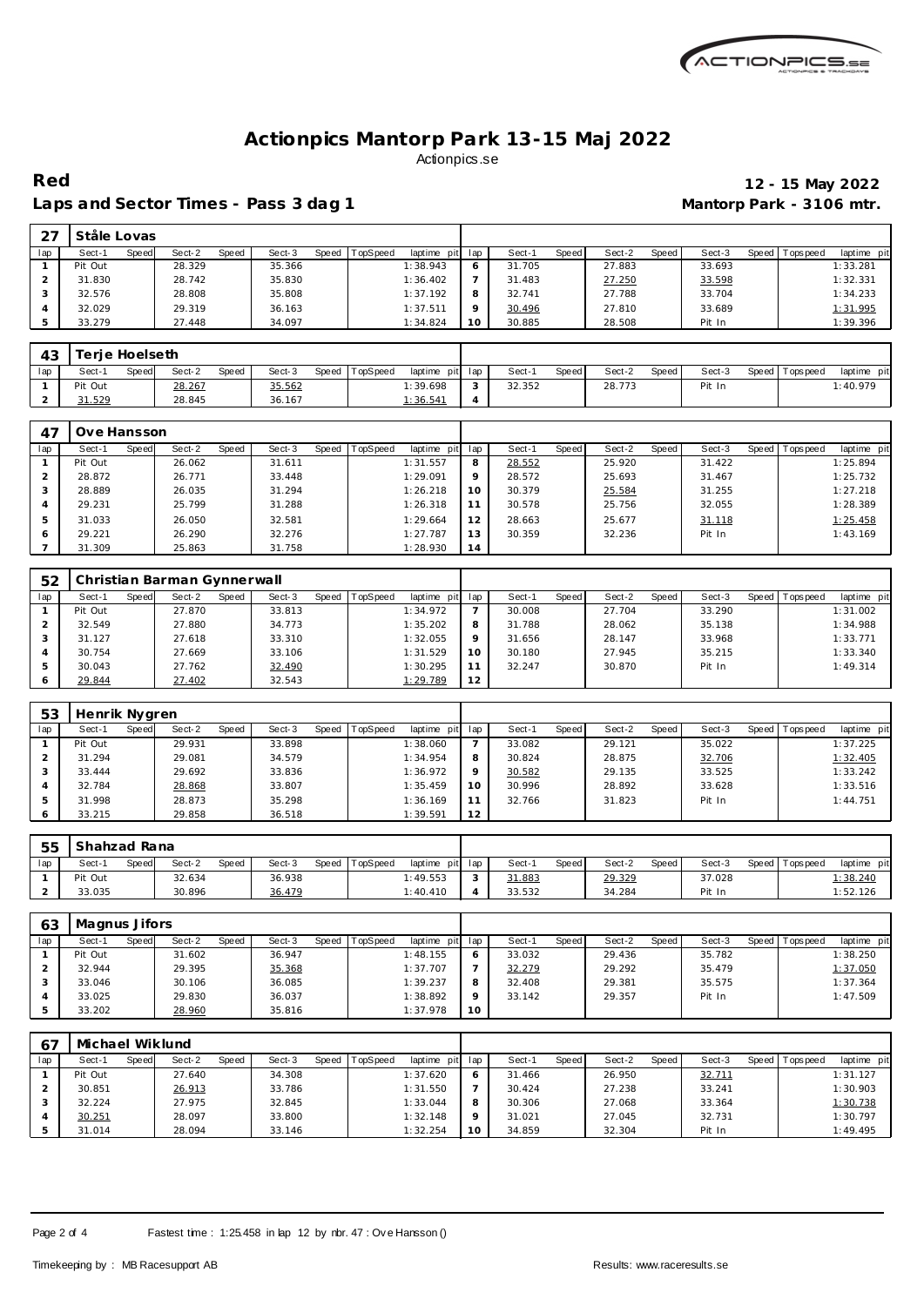# Actionpics Mantorp Park 13-15 Maj 2022

Actionpics.se

**Red** **12 - 15 May 2022**

**Laps and Sector Times - Pass 3 dag 1** **Mantorp Park - 3106 mtr.**

| 27 | Ståle Lovas | | | | | | | | | | | | | | | | | |
|---|---|---|---|---|---|---|---|---|---|---|---|---|---|---|---|---|---|---|
| lap | Sect-1 | Speed | Sect-2 | Speed | Sect-3 | Speed | TopSpeed | laptime pit | lap | Sect-1 | Speed | Sect-2 | Speed | Sect-3 | Speed | Topspeed | laptime pit |
| 1 | Pit Out | | 28.329 | | 35.366 | | | 1:38.943 | 6 | 31.705 | | 27.883 | | 33.693 | | | 1:33.281 |
| 2 | 31.830 | | 28.742 | | 35.830 | | | 1:36.402 | 7 | 31.483 | | 27.250 | | 33.598 | | | 1:32.331 |
| 3 | 32.576 | | 28.808 | | 35.808 | | | 1:37.192 | 8 | 32.741 | | 27.788 | | 33.704 | | | 1:34.233 |
| 4 | 32.029 | | 29.319 | | 36.163 | | | 1:37.511 | 9 | 30.496 | | 27.810 | | 33.689 | | | 1:31.995 |
| 5 | 33.279 | | 27.448 | | 34.097 | | | 1:34.824 | 10 | 30.885 | | 28.508 | | Pit In | | | 1:39.396 |

| 43 | Terje Hoelseth | | | | | | | | | | | | | | | | |
|---|---|---|---|---|---|---|---|---|---|---|---|---|---|---|---|---|---|
| lap | Sect-1 | Speed | Sect-2 | Speed | Sect-3 | Speed | TopSpeed | laptime pit | lap | Sect-1 | Speed | Sect-2 | Speed | Sect-3 | Speed | Topspeed | laptime pit |
| 1 | Pit Out | | 28.267 | | 35.562 | | | 1:39.698 | 3 | 32.352 | | 28.773 | | Pit In | | | 1:40.979 |
| 2 | 31.529 | | 28.845 | | 36.167 | | | 1:36.541 | 4 | | | | | | | | |

| 47 | Ove Hansson | | | | | | | | | | | | | | | | |
|---|---|---|---|---|---|---|---|---|---|---|---|---|---|---|---|---|---|
| lap | Sect-1 | Speed | Sect-2 | Speed | Sect-3 | Speed | TopSpeed | laptime pit | lap | Sect-1 | Speed | Sect-2 | Speed | Sect-3 | Speed | Topspeed | laptime pit |
| 1 | Pit Out | | 26.062 | | 31.611 | | | 1:31.557 | 8 | 28.552 | | 25.920 | | 31.422 | | | 1:25.894 |
| 2 | 28.872 | | 26.771 | | 33.448 | | | 1:29.091 | 9 | 28.572 | | 25.693 | | 31.467 | | | 1:25.732 |
| 3 | 28.889 | | 26.035 | | 31.294 | | | 1:26.218 | 10 | 30.379 | | 25.584 | | 31.255 | | | 1:27.218 |
| 4 | 29.231 | | 25.799 | | 31.288 | | | 1:26.318 | 11 | 30.578 | | 25.756 | | 32.055 | | | 1:28.389 |
| 5 | 31.033 | | 26.050 | | 32.581 | | | 1:29.664 | 12 | 28.663 | | 25.677 | | 31.118 | | | 1:25.458 |
| 6 | 29.221 | | 26.290 | | 32.276 | | | 1:27.787 | 13 | 30.359 | | 32.236 | | Pit In | | | 1:43.169 |
| 7 | 31.309 | | 25.863 | | 31.758 | | | 1:28.930 | 14 | | | | | | | | |

| 52 | Christian Barman Gynnerwall | | | | | | | | | | | | | | | | |
|---|---|---|---|---|---|---|---|---|---|---|---|---|---|---|---|---|---|
| lap | Sect-1 | Speed | Sect-2 | Speed | Sect-3 | Speed | TopSpeed | laptime pit | lap | Sect-1 | Speed | Sect-2 | Speed | Sect-3 | Speed | Topspeed | laptime pit |
| 1 | Pit Out | | 27.870 | | 33.813 | | | 1:34.972 | 7 | 30.008 | | 27.704 | | 33.290 | | | 1:31.002 |
| 2 | 32.549 | | 27.880 | | 34.773 | | | 1:35.202 | 8 | 31.788 | | 28.062 | | 35.138 | | | 1:34.988 |
| 3 | 31.127 | | 27.618 | | 33.310 | | | 1:32.055 | 9 | 31.656 | | 28.147 | | 33.968 | | | 1:33.771 |
| 4 | 30.754 | | 27.669 | | 33.106 | | | 1:31.529 | 10 | 30.180 | | 27.945 | | 35.215 | | | 1:33.340 |
| 5 | 30.043 | | 27.762 | | 32.490 | | | 1:30.295 | 11 | 32.247 | | 30.870 | | Pit In | | | 1:49.314 |
| 6 | 29.844 | | 27.402 | | 32.543 | | | 1:29.789 | 12 | | | | | | | | |

| 53 | Henrik Nygren | | | | | | | | | | | | | | | | |
|---|---|---|---|---|---|---|---|---|---|---|---|---|---|---|---|---|---|
| lap | Sect-1 | Speed | Sect-2 | Speed | Sect-3 | Speed | TopSpeed | laptime pit | lap | Sect-1 | Speed | Sect-2 | Speed | Sect-3 | Speed | Topspeed | laptime pit |
| 1 | Pit Out | | 29.931 | | 33.898 | | | 1:38.060 | 7 | 33.082 | | 29.121 | | 35.022 | | | 1:37.225 |
| 2 | 31.294 | | 29.081 | | 34.579 | | | 1:34.954 | 8 | 30.824 | | 28.875 | | 32.706 | | | 1:32.405 |
| 3 | 33.444 | | 29.692 | | 33.836 | | | 1:36.972 | 9 | 30.582 | | 29.135 | | 33.525 | | | 1:33.242 |
| 4 | 32.784 | | 28.868 | | 33.807 | | | 1:35.459 | 10 | 30.996 | | 28.892 | | 33.628 | | | 1:33.516 |
| 5 | 31.998 | | 28.873 | | 35.298 | | | 1:36.169 | 11 | 32.766 | | 31.823 | | Pit In | | | 1:44.751 |
| 6 | 33.215 | | 29.858 | | 36.518 | | | 1:39.591 | 12 | | | | | | | | |

| 55 | Shahzad Rana | | | | | | | | | | | | | | | | |
|---|---|---|---|---|---|---|---|---|---|---|---|---|---|---|---|---|---|
| lap | Sect-1 | Speed | Sect-2 | Speed | Sect-3 | Speed | TopSpeed | laptime pit | lap | Sect-1 | Speed | Sect-2 | Speed | Sect-3 | Speed | Topspeed | laptime pit |
| 1 | Pit Out | | 32.634 | | 36.938 | | | 1:49.553 | 3 | 31.883 | | 29.329 | | 37.028 | | | 1:38.240 |
| 2 | 33.035 | | 30.896 | | 36.479 | | | 1:40.410 | 4 | 33.532 | | 34.284 | | Pit In | | | 1:52.126 |

| 63 | Magnus Jifors | | | | | | | | | | | | | | | | |
|---|---|---|---|---|---|---|---|---|---|---|---|---|---|---|---|---|---|
| lap | Sect-1 | Speed | Sect-2 | Speed | Sect-3 | Speed | TopSpeed | laptime pit | lap | Sect-1 | Speed | Sect-2 | Speed | Sect-3 | Speed | Topspeed | laptime pit |
| 1 | Pit Out | | 31.602 | | 36.947 | | | 1:48.155 | 6 | 33.032 | | 29.436 | | 35.782 | | | 1:38.250 |
| 2 | 32.944 | | 29.395 | | 35.368 | | | 1:37.707 | 7 | 32.279 | | 29.292 | | 35.479 | | | 1:37.050 |
| 3 | 33.046 | | 30.106 | | 36.085 | | | 1:39.237 | 8 | 32.408 | | 29.381 | | 35.575 | | | 1:37.364 |
| 4 | 33.025 | | 29.830 | | 36.037 | | | 1:38.892 | 9 | 33.142 | | 29.357 | | Pit In | | | 1:47.509 |
| 5 | 33.202 | | 28.960 | | 35.816 | | | 1:37.978 | 10 | | | | | | | | |

| 67 | Michael Wiklund | | | | | | | | | | | | | | | | |
|---|---|---|---|---|---|---|---|---|---|---|---|---|---|---|---|---|---|
| lap | Sect-1 | Speed | Sect-2 | Speed | Sect-3 | Speed | TopSpeed | laptime pit | lap | Sect-1 | Speed | Sect-2 | Speed | Sect-3 | Speed | Topspeed | laptime pit |
| 1 | Pit Out | | 27.640 | | 34.308 | | | 1:37.620 | 6 | 31.466 | | 26.950 | | 32.711 | | | 1:31.127 |
| 2 | 30.851 | | 26.913 | | 33.786 | | | 1:31.550 | 7 | 30.424 | | 27.238 | | 33.241 | | | 1:30.903 |
| 3 | 32.224 | | 27.975 | | 32.845 | | | 1:33.044 | 8 | 30.306 | | 27.068 | | 33.364 | | | 1:30.738 |
| 4 | 30.251 | | 28.097 | | 33.800 | | | 1:32.148 | 9 | 31.021 | | 27.045 | | 32.731 | | | 1:30.797 |
| 5 | 31.014 | | 28.094 | | 33.146 | | | 1:32.254 | 10 | 34.859 | | 32.304 | | Pit In | | | 1:49.495 |

Fastest time : 1:25.458 in lap 12 by nbr. 47 : Ove Hansson ()

Timekeeping by : MB Racesupport AB Results: www.raceresults.se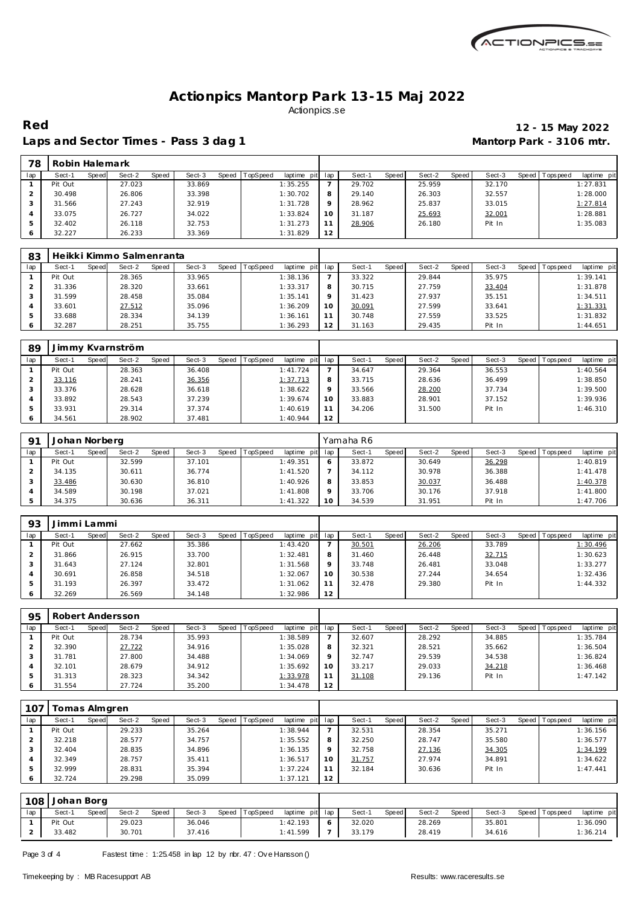# Actionpics Mantorp Park 13-15 Maj 2022

Actionpics.se

**Red** **12 - 15 May 2022**

**Laps and Sector Times - Pass 3 dag 1** **Mantorp Park - 3106 mtr.**

| 78 | Robin Halemark | | | | | | | | | | | | | | | | | | |
|---|---|---|---|---|---|---|---|---|---|---|---|---|---|---|---|---|---|---|---|
| lap | Sect-1 | Speed | Sect-2 | Speed | Sect-3 | Speed | TopSpeed | laptime pit | lap | Sect-1 | Speed | Sect-2 | Speed | Sect-3 | Speed | Topspeed | laptime pit |
| 1 | Pit Out | | 27.023 | | 33.869 | | | 1:35.255 | 7 | 29.702 | | 25.959 | | 32.170 | | | 1:27.831 |
| 2 | 30.498 | | 26.806 | | 33.398 | | | 1:30.702 | 8 | 29.140 | | 26.303 | | 32.557 | | | 1:28.000 |
| 3 | 31.566 | | 27.243 | | 32.919 | | | 1:31.728 | 9 | 28.962 | | 25.837 | | 33.015 | | | 1:27.814 |
| 4 | 33.075 | | 26.727 | | 34.022 | | | 1:33.824 | 10 | 31.187 | | 25.693 | | 32.001 | | | 1:28.881 |
| 5 | 32.402 | | 26.118 | | 32.753 | | | 1:31.273 | 11 | 28.906 | | 26.180 | | Pit In | | | 1:35.083 |
| 6 | 32.227 | | 26.233 | | 33.369 | | | 1:31.829 | 12 | | | | | | | | |

| 83 | Heikki Kimmo Salmenranta | | | | | | | | | | | | | | | | |
|---|---|---|---|---|---|---|---|---|---|---|---|---|---|---|---|---|---|
| lap | Sect-1 | Speed | Sect-2 | Speed | Sect-3 | Speed | TopSpeed | laptime pit | lap | Sect-1 | Speed | Sect-2 | Speed | Sect-3 | Speed | Topspeed | laptime pit |
| 1 | Pit Out | | 28.365 | | 33.965 | | | 1:38.136 | 7 | 33.322 | | 29.844 | | 35.975 | | | 1:39.141 |
| 2 | 31.336 | | 28.320 | | 33.661 | | | 1:33.317 | 8 | 30.715 | | 27.759 | | 33.404 | | | 1:31.878 |
| 3 | 31.599 | | 28.458 | | 35.084 | | | 1:35.141 | 9 | 31.423 | | 27.937 | | 35.151 | | | 1:34.511 |
| 4 | 33.601 | | 27.512 | | 35.096 | | | 1:36.209 | 10 | 30.091 | | 27.599 | | 33.641 | | | 1:31.331 |
| 5 | 33.688 | | 28.334 | | 34.139 | | | 1:36.161 | 11 | 30.748 | | 27.559 | | 33.525 | | | 1:31.832 |
| 6 | 32.287 | | 28.251 | | 35.755 | | | 1:36.293 | 12 | 31.163 | | 29.435 | | Pit In | | | 1:44.651 |

| 89 | Jimmy Kvarnström | | | | | | | | | | | | | | | | |
|---|---|---|---|---|---|---|---|---|---|---|---|---|---|---|---|---|---|
| lap | Sect-1 | Speed | Sect-2 | Speed | Sect-3 | Speed | TopSpeed | laptime pit | lap | Sect-1 | Speed | Sect-2 | Speed | Sect-3 | Speed | Topspeed | laptime pit |
| 1 | Pit Out | | 28.363 | | 36.408 | | | 1:41.724 | 7 | 34.647 | | 29.364 | | 36.553 | | | 1:40.564 |
| 2 | 33.116 | | 28.241 | | 36.356 | | | 1:37.713 | 8 | 33.715 | | 28.636 | | 36.499 | | | 1:38.850 |
| 3 | 33.376 | | 28.628 | | 36.618 | | | 1:38.622 | 9 | 33.566 | | 28.200 | | 37.734 | | | 1:39.500 |
| 4 | 33.892 | | 28.543 | | 37.239 | | | 1:39.674 | 10 | 33.883 | | 28.901 | | 37.152 | | | 1:39.936 |
| 5 | 33.931 | | 29.314 | | 37.374 | | | 1:40.619 | 11 | 34.206 | | 31.500 | | Pit In | | | 1:46.310 |
| 6 | 34.561 | | 28.902 | | 37.481 | | | 1:40.944 | 12 | | | | | | | | |

| 91 | Johan Norberg | | | | | | | | Yamaha R6 | | | | | | | | |
|---|---|---|---|---|---|---|---|---|---|---|---|---|---|---|---|---|---|
| lap | Sect-1 | Speed | Sect-2 | Speed | Sect-3 | Speed | TopSpeed | laptime pit | lap | Sect-1 | Speed | Sect-2 | Speed | Sect-3 | Speed | Topspeed | laptime pit |
| 1 | Pit Out | | 32.599 | | 37.101 | | | 1:49.351 | 6 | 33.872 | | 30.649 | | 36.298 | | | 1:40.819 |
| 2 | 34.135 | | 30.611 | | 36.774 | | | 1:41.520 | 7 | 34.112 | | 30.978 | | 36.388 | | | 1:41.478 |
| 3 | 33.486 | | 30.630 | | 36.810 | | | 1:40.926 | 8 | 33.853 | | 30.037 | | 36.488 | | | 1:40.378 |
| 4 | 34.589 | | 30.198 | | 37.021 | | | 1:41.808 | 9 | 33.706 | | 30.176 | | 37.918 | | | 1:41.800 |
| 5 | 34.375 | | 30.636 | | 36.311 | | | 1:41.322 | 10 | 34.539 | | 31.951 | | Pit In | | | 1:47.706 |

| 93 | Jimmi Lammi | | | | | | | | | | | | | | | | |
|---|---|---|---|---|---|---|---|---|---|---|---|---|---|---|---|---|---|
| lap | Sect-1 | Speed | Sect-2 | Speed | Sect-3 | Speed | TopSpeed | laptime pit | lap | Sect-1 | Speed | Sect-2 | Speed | Sect-3 | Speed | Topspeed | laptime pit |
| 1 | Pit Out | | 27.662 | | 35.386 | | | 1:43.420 | 7 | 30.501 | | 26.206 | | 33.789 | | | 1:30.496 |
| 2 | 31.866 | | 26.915 | | 33.700 | | | 1:32.481 | 8 | 31.460 | | 26.448 | | 32.715 | | | 1:30.623 |
| 3 | 31.643 | | 27.124 | | 32.801 | | | 1:31.568 | 9 | 33.748 | | 26.481 | | 33.048 | | | 1:33.277 |
| 4 | 30.691 | | 26.858 | | 34.518 | | | 1:32.067 | 10 | 30.538 | | 27.244 | | 34.654 | | | 1:32.436 |
| 5 | 31.193 | | 26.397 | | 33.472 | | | 1:31.062 | 11 | 32.478 | | 29.380 | | Pit In | | | 1:44.332 |
| 6 | 32.269 | | 26.569 | | 34.148 | | | 1:32.986 | 12 | | | | | | | | |

| 95 | Robert Andersson | | | | | | | | | | | | | | | | |
|---|---|---|---|---|---|---|---|---|---|---|---|---|---|---|---|---|---|
| lap | Sect-1 | Speed | Sect-2 | Speed | Sect-3 | Speed | TopSpeed | laptime pit | lap | Sect-1 | Speed | Sect-2 | Speed | Sect-3 | Speed | Topspeed | laptime pit |
| 1 | Pit Out | | 28.734 | | 35.993 | | | 1:38.589 | 7 | 32.607 | | 28.292 | | 34.885 | | | 1:35.784 |
| 2 | 32.390 | | 27.722 | | 34.916 | | | 1:35.028 | 8 | 32.321 | | 28.521 | | 35.662 | | | 1:36.504 |
| 3 | 31.781 | | 27.800 | | 34.488 | | | 1:34.069 | 9 | 32.747 | | 29.539 | | 34.538 | | | 1:36.824 |
| 4 | 32.101 | | 28.679 | | 34.912 | | | 1:35.692 | 10 | 33.217 | | 29.033 | | 34.218 | | | 1:36.468 |
| 5 | 31.313 | | 28.323 | | 34.342 | | | 1:33.978 | 11 | 31.108 | | 29.136 | | Pit In | | | 1:47.142 |
| 6 | 31.554 | | 27.724 | | 35.200 | | | 1:34.478 | 12 | | | | | | | | |

| 107 | Tomas Almgren | | | | | | | | | | | | | | | | |
|---|---|---|---|---|---|---|---|---|---|---|---|---|---|---|---|---|---|
| lap | Sect-1 | Speed | Sect-2 | Speed | Sect-3 | Speed | TopSpeed | laptime pit | lap | Sect-1 | Speed | Sect-2 | Speed | Sect-3 | Speed | Topspeed | laptime pit |
| 1 | Pit Out | | 29.233 | | 35.264 | | | 1:38.944 | 7 | 32.531 | | 28.354 | | 35.271 | | | 1:36.156 |
| 2 | 32.218 | | 28.577 | | 34.757 | | | 1:35.552 | 8 | 32.250 | | 28.747 | | 35.580 | | | 1:36.577 |
| 3 | 32.404 | | 28.835 | | 34.896 | | | 1:36.135 | 9 | 32.758 | | 27.136 | | 34.305 | | | 1:34.199 |
| 4 | 32.349 | | 28.757 | | 35.411 | | | 1:36.517 | 10 | 31.757 | | 27.974 | | 34.891 | | | 1:34.622 |
| 5 | 32.999 | | 28.831 | | 35.394 | | | 1:37.224 | 11 | 32.184 | | 30.636 | | Pit In | | | 1:47.441 |
| 6 | 32.724 | | 29.298 | | 35.099 | | | 1:37.121 | 12 | | | | | | | | |

| 108 | Johan Borg | | | | | | | | | | | | | | | | |
|---|---|---|---|---|---|---|---|---|---|---|---|---|---|---|---|---|---|
| lap | Sect-1 | Speed | Sect-2 | Speed | Sect-3 | Speed | TopSpeed | laptime pit | lap | Sect-1 | Speed | Sect-2 | Speed | Sect-3 | Speed | Topspeed | laptime pit |
| 1 | Pit Out | | 29.023 | | 36.046 | | | 1:42.193 | 6 | 32.020 | | 28.269 | | 35.801 | | | 1:36.090 |
| 2 | 33.482 | | 30.701 | | 37.416 | | | 1:41.599 | 7 | 33.179 | | 28.419 | | 34.616 | | | 1:36.214 |

Fastest time : 1:25.458 in lap 12 by nbr. 47 : Ove Hansson ()

Timekeeping by : MB Racesupport AB

Results: www.raceresults.se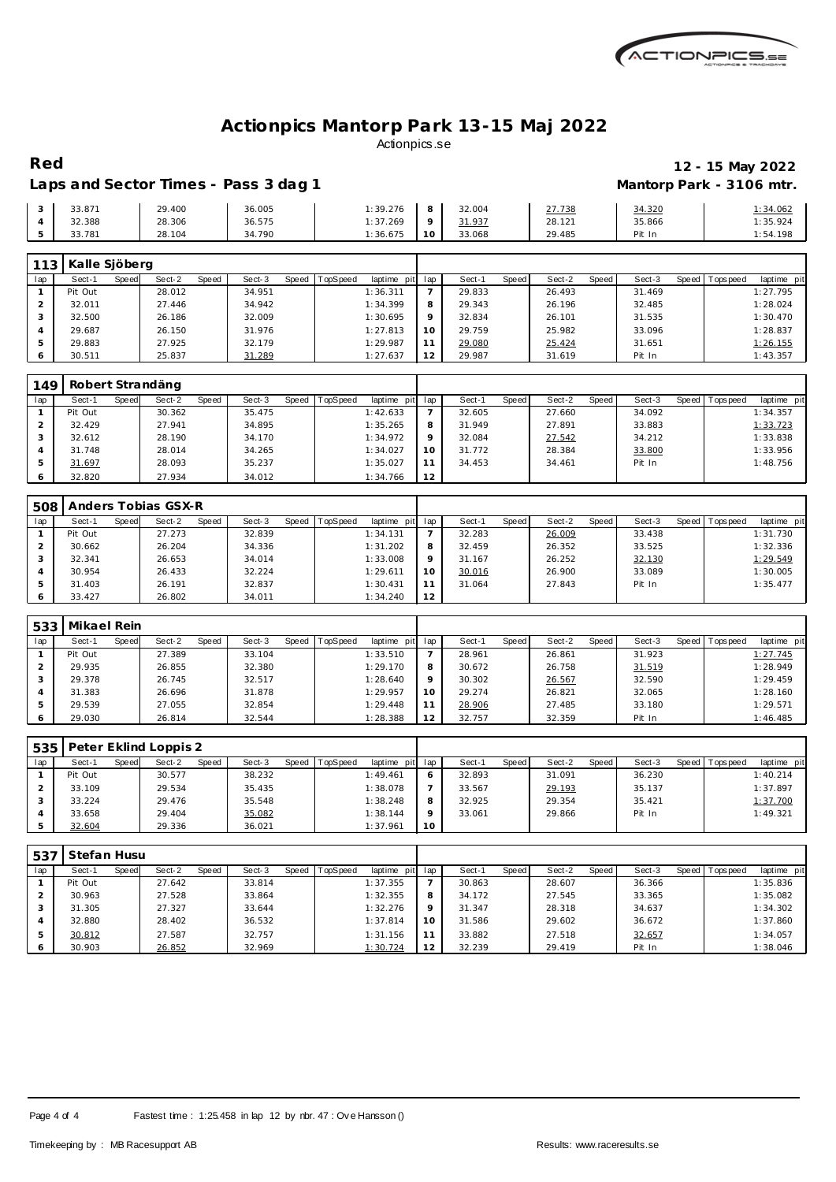# Actionpics Mantorp Park 13-15 Maj 2022

Actionpics.se

**Red** **12 - 15 May 2022**

**Laps and Sector Times - Pass 3 dag 1** **Mantorp Park - 3106 mtr.**

| lap | Sect-1 | Speed | Sect-2 | Speed | Sect-3 | Speed | TopSpeed | laptime pit | lap | Sect-1 | Speed | Sect-2 | Speed | Sect-3 | Speed | Topspeed | laptime pit |
|---|---|---|---|---|---|---|---|---|---|---|---|---|---|---|---|---|---|
| 3 | 33.871 | | 29.400 | | 36.005 | | | 1:39.276 | 8 | 32.004 | | 27.738 | | 34.320 | | | 1:34.062 |
| 4 | 32.388 | | 28.306 | | 36.575 | | | 1:37.269 | 9 | 31.937 | | 28.121 | | 35.866 | | | 1:35.924 |
| 5 | 33.781 | | 28.104 | | 34.790 | | | 1:36.675 | 10 | 33.068 | | 29.485 | | Pit In | | | 1:54.198 |

**113 Kalle Sjöberg**

| lap | Sect-1 | Speed | Sect-2 | Speed | Sect-3 | Speed | TopSpeed | laptime pit | lap | Sect-1 | Speed | Sect-2 | Speed | Sect-3 | Speed | Topspeed | laptime pit |
|---|---|---|---|---|---|---|---|---|---|---|---|---|---|---|---|---|---|
| 1 | Pit Out | | 28.012 | | 34.951 | | | 1:36.311 | 7 | 29.833 | | 26.493 | | 31.469 | | | 1:27.795 |
| 2 | 32.011 | | 27.446 | | 34.942 | | | 1:34.399 | 8 | 29.343 | | 26.196 | | 32.485 | | | 1:28.024 |
| 3 | 32.500 | | 26.186 | | 32.009 | | | 1:30.695 | 9 | 32.834 | | 26.101 | | 31.535 | | | 1:30.470 |
| 4 | 29.687 | | 26.150 | | 31.976 | | | 1:27.813 | 10 | 29.759 | | 25.982 | | 33.096 | | | 1:28.837 |
| 5 | 29.883 | | 27.925 | | 32.179 | | | 1:29.987 | 11 | 29.080 | | 25.424 | | 31.651 | | | 1:26.155 |
| 6 | 30.511 | | 25.837 | | 31.289 | | | 1:27.637 | 12 | 29.987 | | 31.619 | | Pit In | | | 1:43.357 |

**149 Robert Strandäng**

| lap | Sect-1 | Speed | Sect-2 | Speed | Sect-3 | Speed | TopSpeed | laptime pit | lap | Sect-1 | Speed | Sect-2 | Speed | Sect-3 | Speed | Topspeed | laptime pit |
|---|---|---|---|---|---|---|---|---|---|---|---|---|---|---|---|---|---|
| 1 | Pit Out | | 30.362 | | 35.475 | | | 1:42.633 | 7 | 32.605 | | 27.660 | | 34.092 | | | 1:34.357 |
| 2 | 32.429 | | 27.941 | | 34.895 | | | 1:35.265 | 8 | 31.949 | | 27.891 | | 33.883 | | | 1:33.723 |
| 3 | 32.612 | | 28.190 | | 34.170 | | | 1:34.972 | 9 | 32.084 | | 27.542 | | 34.212 | | | 1:33.838 |
| 4 | 31.748 | | 28.014 | | 34.265 | | | 1:34.027 | 10 | 31.772 | | 28.384 | | 33.800 | | | 1:33.956 |
| 5 | 31.697 | | 28.093 | | 35.237 | | | 1:35.027 | 11 | 34.453 | | 34.461 | | Pit In | | | 1:48.756 |
| 6 | 32.820 | | 27.934 | | 34.012 | | | 1:34.766 | 12 | | | | | | | | |

**508 Anders Tobias GSX-R**

| lap | Sect-1 | Speed | Sect-2 | Speed | Sect-3 | Speed | TopSpeed | laptime pit | lap | Sect-1 | Speed | Sect-2 | Speed | Sect-3 | Speed | Topspeed | laptime pit |
|---|---|---|---|---|---|---|---|---|---|---|---|---|---|---|---|---|---|
| 1 | Pit Out | | 27.273 | | 32.839 | | | 1:34.131 | 7 | 32.283 | | 26.009 | | 33.438 | | | 1:31.730 |
| 2 | 30.662 | | 26.204 | | 34.336 | | | 1:31.202 | 8 | 32.459 | | 26.352 | | 33.525 | | | 1:32.336 |
| 3 | 32.341 | | 26.653 | | 34.014 | | | 1:33.008 | 9 | 31.167 | | 26.252 | | 32.130 | | | 1:29.549 |
| 4 | 30.954 | | 26.433 | | 32.224 | | | 1:29.611 | 10 | 30.016 | | 26.900 | | 33.089 | | | 1:30.005 |
| 5 | 31.403 | | 26.191 | | 32.837 | | | 1:30.431 | 11 | 31.064 | | 27.843 | | Pit In | | | 1:35.477 |
| 6 | 33.427 | | 26.802 | | 34.011 | | | 1:34.240 | 12 | | | | | | | | |

**533 Mikael Rein**

| lap | Sect-1 | Speed | Sect-2 | Speed | Sect-3 | Speed | TopSpeed | laptime pit | lap | Sect-1 | Speed | Sect-2 | Speed | Sect-3 | Speed | Topspeed | laptime pit |
|---|---|---|---|---|---|---|---|---|---|---|---|---|---|---|---|---|---|
| 1 | Pit Out | | 27.389 | | 33.104 | | | 1:33.510 | 7 | 28.961 | | 26.861 | | 31.923 | | | 1:27.745 |
| 2 | 29.935 | | 26.855 | | 32.380 | | | 1:29.170 | 8 | 30.672 | | 26.758 | | 31.519 | | | 1:28.949 |
| 3 | 29.378 | | 26.745 | | 32.517 | | | 1:28.640 | 9 | 30.302 | | 26.567 | | 32.590 | | | 1:29.459 |
| 4 | 31.383 | | 26.696 | | 31.878 | | | 1:29.957 | 10 | 29.274 | | 26.821 | | 32.065 | | | 1:28.160 |
| 5 | 29.539 | | 27.055 | | 32.854 | | | 1:29.448 | 11 | 28.906 | | 27.485 | | 33.180 | | | 1:29.571 |
| 6 | 29.030 | | 26.814 | | 32.544 | | | 1:28.388 | 12 | 32.757 | | 32.359 | | Pit In | | | 1:46.485 |

**535 Peter Eklind Loppis 2**

| lap | Sect-1 | Speed | Sect-2 | Speed | Sect-3 | Speed | TopSpeed | laptime pit | lap | Sect-1 | Speed | Sect-2 | Speed | Sect-3 | Speed | Topspeed | laptime pit |
|---|---|---|---|---|---|---|---|---|---|---|---|---|---|---|---|---|---|
| 1 | Pit Out | | 30.577 | | 38.232 | | | 1:49.461 | 6 | 32.893 | | 31.091 | | 36.230 | | | 1:40.214 |
| 2 | 33.109 | | 29.534 | | 35.435 | | | 1:38.078 | 7 | 33.567 | | 29.193 | | 35.137 | | | 1:37.897 |
| 3 | 33.224 | | 29.476 | | 35.548 | | | 1:38.248 | 8 | 32.925 | | 29.354 | | 35.421 | | | 1:37.700 |
| 4 | 33.658 | | 29.404 | | 35.082 | | | 1:38.144 | 9 | 33.061 | | 29.866 | | Pit In | | | 1:49.321 |
| 5 | 32.604 | | 29.336 | | 36.021 | | | 1:37.961 | 10 | | | | | | | | |

**537 Stefan Husu**

| lap | Sect-1 | Speed | Sect-2 | Speed | Sect-3 | Speed | TopSpeed | laptime pit | lap | Sect-1 | Speed | Sect-2 | Speed | Sect-3 | Speed | Topspeed | laptime pit |
|---|---|---|---|---|---|---|---|---|---|---|---|---|---|---|---|---|---|
| 1 | Pit Out | | 27.642 | | 33.814 | | | 1:37.355 | 7 | 30.863 | | 28.607 | | 36.366 | | | 1:35.836 |
| 2 | 30.963 | | 27.528 | | 33.864 | | | 1:32.355 | 8 | 34.172 | | 27.545 | | 33.365 | | | 1:35.082 |
| 3 | 31.305 | | 27.327 | | 33.644 | | | 1:32.276 | 9 | 31.347 | | 28.318 | | 34.637 | | | 1:34.302 |
| 4 | 32.880 | | 28.402 | | 36.532 | | | 1:37.814 | 10 | 31.586 | | 29.602 | | 36.672 | | | 1:37.860 |
| 5 | 30.812 | | 27.587 | | 32.757 | | | 1:31.156 | 11 | 33.882 | | 27.518 | | 32.657 | | | 1:34.057 |
| 6 | 30.903 | | 26.852 | | 32.969 | | | 1:30.724 | 12 | 32.239 | | 29.419 | | Pit In | | | 1:38.046 |

Fastest time : 1:25.458 in lap 12 by nbr. 47 : Ove Hansson ()

Timekeeping by : MB Racesupport AB

Results: www.raceresults.se